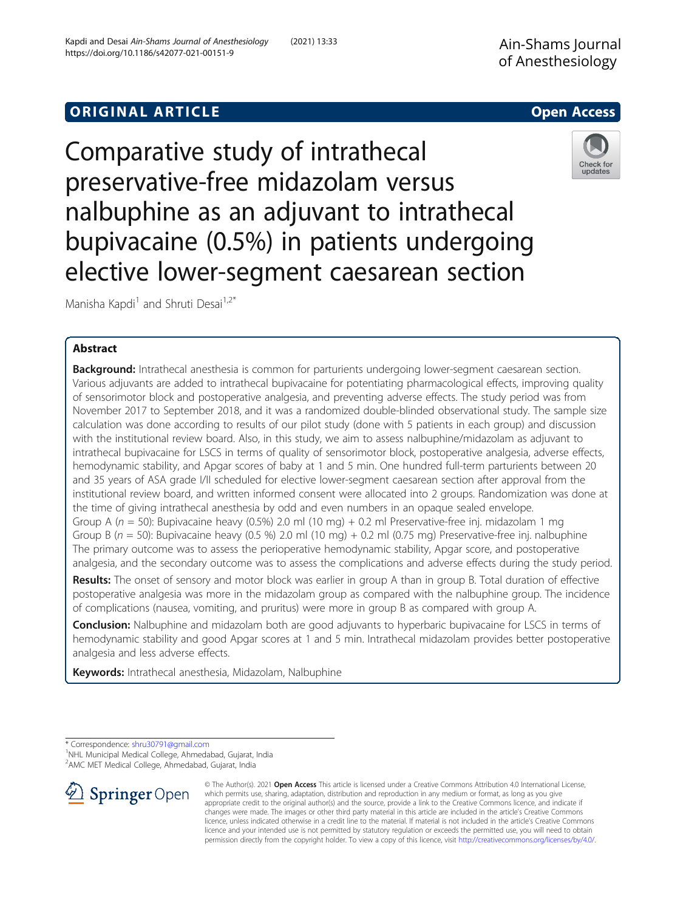ORIGINAL ARTICLE

Open Access

# Comparative study of intrathecal preservative-free midazolam versus nalbuphine as an adjuvant to intrathecal bupivacaine (0.5%) in patients undergoing elective lower-segment caesarean section

Manisha Kapdi[1] and Shruti Desai[1,2*]

## Abstract

**Background:** Intrathecal anesthesia is common for parturients undergoing lower-segment caesarean section. Various adjuvants are added to intrathecal bupivacaine for potentiating pharmacological effects, improving quality of sensorimotor block and postoperative analgesia, and preventing adverse effects. The study period was from November 2017 to September 2018, and it was a randomized double-blinded observational study. The sample size calculation was done according to results of our pilot study (done with 5 patients in each group) and discussion with the institutional review board. Also, in this study, we aim to assess nalbuphine/midazolam as adjuvant to intrathecal bupivacaine for LSCS in terms of quality of sensorimotor block, postoperative analgesia, adverse effects, hemodynamic stability, and Apgar scores of baby at 1 and 5 min. One hundred full-term parturients between 20 and 35 years of ASA grade I/II scheduled for elective lower-segment caesarean section after approval from the institutional review board, and written informed consent were allocated into 2 groups. Randomization was done at the time of giving intrathecal anesthesia by odd and even numbers in an opaque sealed envelope.

Group A ($n = 50$): Bupivacaine heavy (0.5%) 2.0 ml (10 mg) + 0.2 ml Preservative-free inj. midazolam 1 mg

Group B ($n = 50$): Bupivacaine heavy (0.5 %) 2.0 ml (10 mg) + 0.2 ml (0.75 mg) Preservative-free inj. nalbuphine

The primary outcome was to assess the perioperative hemodynamic stability, Apgar score, and postoperative analgesia, and the secondary outcome was to assess the complications and adverse effects during the study period.

**Results:** The onset of sensory and motor block was earlier in group A than in group B. Total duration of effective postoperative analgesia was more in the midazolam group as compared with the nalbuphine group. The incidence of complications (nausea, vomiting, and pruritus) were more in group B as compared with group A.

**Conclusion:** Nalbuphine and midazolam both are good adjuvants to hyperbaric bupivacaine for LSCS in terms of hemodynamic stability and good Apgar scores at 1 and 5 min. Intrathecal midazolam provides better postoperative analgesia and less adverse effects.

**Keywords:** Intrathecal anesthesia, Midazolam, Nalbuphine

---

* Correspondence: shru30791@gmail.com
[1]NHL Municipal Medical College, Ahmedabad, Gujarat, India
[2]AMC MET Medical College, Ahmedabad, Gujarat, India

© The Author(s). 2021 **Open Access** This article is licensed under a Creative Commons Attribution 4.0 International License, which permits use, sharing, adaptation, distribution and reproduction in any medium or format, as long as you give appropriate credit to the original author(s) and the source, provide a link to the Creative Commons licence, and indicate if changes were made. The images or other third party material in this article are included in the article's Creative Commons licence, unless indicated otherwise in a credit line to the material. If material is not included in the article's Creative Commons licence and your intended use is not permitted by statutory regulation or exceeds the permitted use, you will need to obtain permission directly from the copyright holder. To view a copy of this licence, visit http://creativecommons.org/licenses/by/4.0/.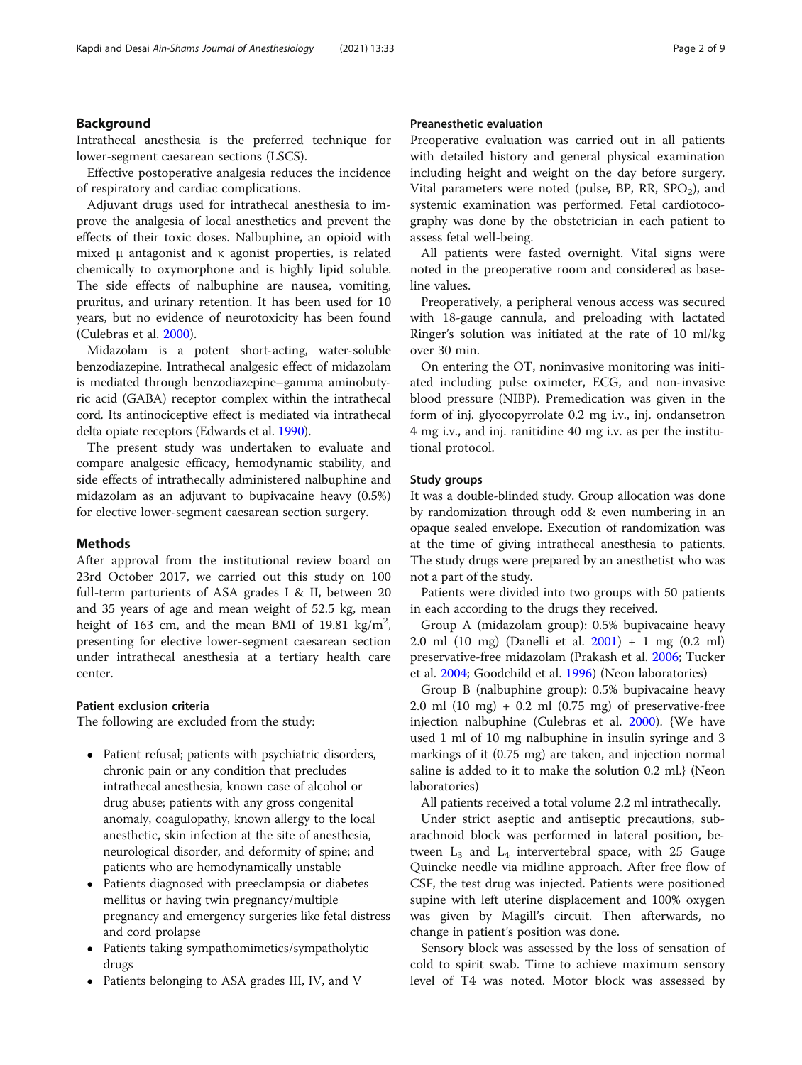## Background

Intrathecal anesthesia is the preferred technique for lower-segment caesarean sections (LSCS).

Effective postoperative analgesia reduces the incidence of respiratory and cardiac complications.

Adjuvant drugs used for intrathecal anesthesia to improve the analgesia of local anesthetics and prevent the effects of their toxic doses. Nalbuphine, an opioid with mixed μ antagonist and κ agonist properties, is related chemically to oxymorphone and is highly lipid soluble. The side effects of nalbuphine are nausea, vomiting, pruritus, and urinary retention. It has been used for 10 years, but no evidence of neurotoxicity has been found (Culebras et al. 2000).

Midazolam is a potent short-acting, water-soluble benzodiazepine. Intrathecal analgesic effect of midazolam is mediated through benzodiazepine–gamma aminobutyric acid (GABA) receptor complex within the intrathecal cord. Its antinociceptive effect is mediated via intrathecal delta opiate receptors (Edwards et al. 1990).

The present study was undertaken to evaluate and compare analgesic efficacy, hemodynamic stability, and side effects of intrathecally administered nalbuphine and midazolam as an adjuvant to bupivacaine heavy (0.5%) for elective lower-segment caesarean section surgery.

## Methods

After approval from the institutional review board on 23rd October 2017, we carried out this study on 100 full-term parturients of ASA grades I & II, between 20 and 35 years of age and mean weight of 52.5 kg, mean height of 163 cm, and the mean BMI of 19.81 kg/m$^2$, presenting for elective lower-segment caesarean section under intrathecal anesthesia at a tertiary health care center.

### Patient exclusion criteria

The following are excluded from the study:

- Patient refusal; patients with psychiatric disorders, chronic pain or any condition that precludes intrathecal anesthesia, known case of alcohol or drug abuse; patients with any gross congenital anomaly, coagulopathy, known allergy to the local anesthetic, skin infection at the site of anesthesia, neurological disorder, and deformity of spine; and patients who are hemodynamically unstable
- Patients diagnosed with preeclampsia or diabetes mellitus or having twin pregnancy/multiple pregnancy and emergency surgeries like fetal distress and cord prolapse
- Patients taking sympathomimetics/sympatholytic drugs
- Patients belonging to ASA grades III, IV, and V

### Preanesthetic evaluation

Preoperative evaluation was carried out in all patients with detailed history and general physical examination including height and weight on the day before surgery. Vital parameters were noted (pulse, BP, RR, $SPO_2$), and systemic examination was performed. Fetal cardiotocography was done by the obstetrician in each patient to assess fetal well-being.

All patients were fasted overnight. Vital signs were noted in the preoperative room and considered as baseline values.

Preoperatively, a peripheral venous access was secured with 18-gauge cannula, and preloading with lactated Ringer's solution was initiated at the rate of 10 ml/kg over 30 min.

On entering the OT, noninvasive monitoring was initiated including pulse oximeter, ECG, and non-invasive blood pressure (NIBP). Premedication was given in the form of inj. glyocopyrrolate 0.2 mg i.v., inj. ondansetron 4 mg i.v., and inj. ranitidine 40 mg i.v. as per the institutional protocol.

### Study groups

It was a double-blinded study. Group allocation was done by randomization through odd & even numbering in an opaque sealed envelope. Execution of randomization was at the time of giving intrathecal anesthesia to patients. The study drugs were prepared by an anesthetist who was not a part of the study.

Patients were divided into two groups with 50 patients in each according to the drugs they received.

Group A (midazolam group): 0.5% bupivacaine heavy 2.0 ml (10 mg) (Danelli et al. 2001) + 1 mg (0.2 ml) preservative-free midazolam (Prakash et al. 2006; Tucker et al. 2004; Goodchild et al. 1996) (Neon laboratories)

Group B (nalbuphine group): 0.5% bupivacaine heavy 2.0 ml (10 mg) + 0.2 ml (0.75 mg) of preservative-free injection nalbuphine (Culebras et al. 2000). {We have used 1 ml of 10 mg nalbuphine in insulin syringe and 3 markings of it (0.75 mg) are taken, and injection normal saline is added to it to make the solution 0.2 ml.} (Neon laboratories)

All patients received a total volume 2.2 ml intrathecally.

Under strict aseptic and antiseptic precautions, subarachnoid block was performed in lateral position, between $L_3$ and $L_4$ intervertebral space, with 25 Gauge Quincke needle via midline approach. After free flow of CSF, the test drug was injected. Patients were positioned supine with left uterine displacement and 100% oxygen was given by Magill's circuit. Then afterwards, no change in patient's position was done.

Sensory block was assessed by the loss of sensation of cold to spirit swab. Time to achieve maximum sensory level of T4 was noted. Motor block was assessed by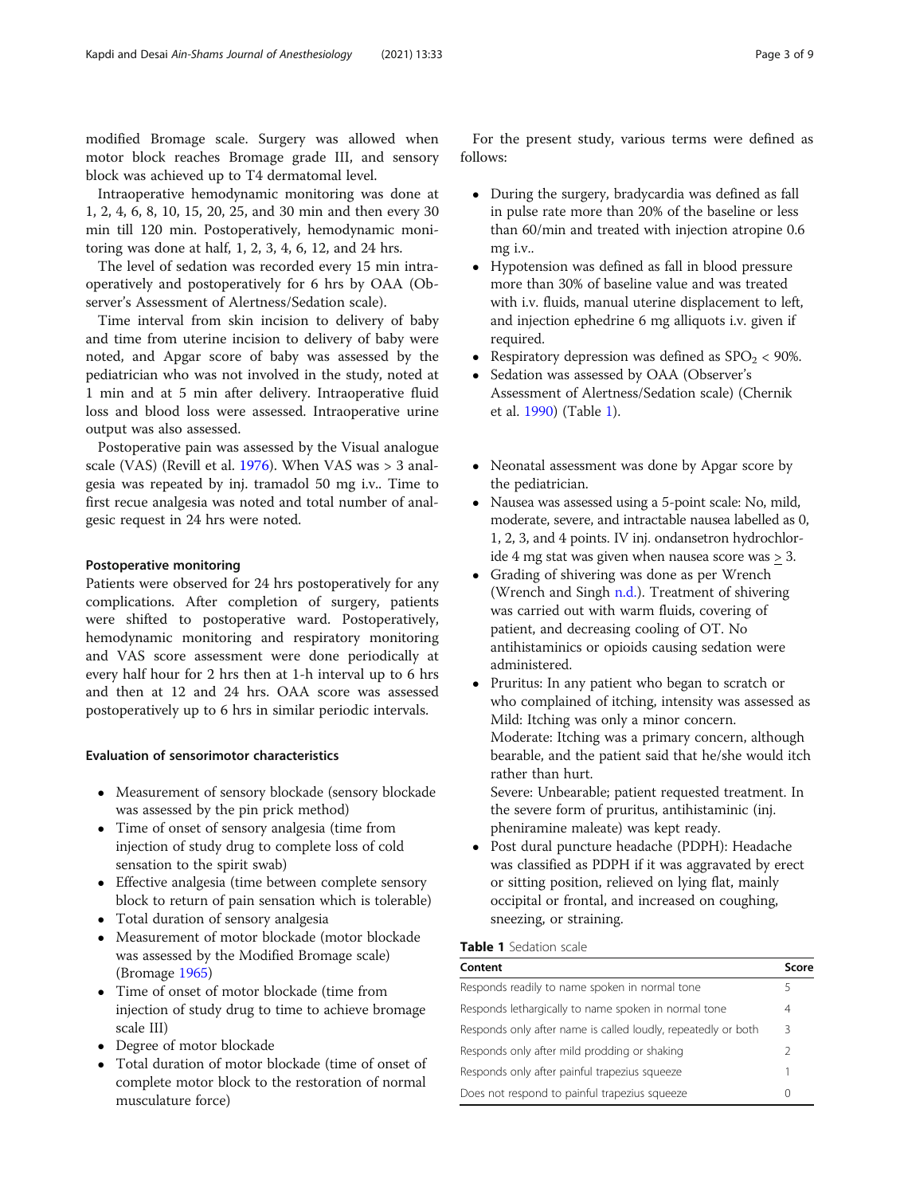modified Bromage scale. Surgery was allowed when motor block reaches Bromage grade III, and sensory block was achieved up to T4 dermatomal level.

Intraoperative hemodynamic monitoring was done at 1, 2, 4, 6, 8, 10, 15, 20, 25, and 30 min and then every 30 min till 120 min. Postoperatively, hemodynamic monitoring was done at half, 1, 2, 3, 4, 6, 12, and 24 hrs.

The level of sedation was recorded every 15 min intraoperatively and postoperatively for 6 hrs by OAA (Observer's Assessment of Alertness/Sedation scale).

Time interval from skin incision to delivery of baby and time from uterine incision to delivery of baby were noted, and Apgar score of baby was assessed by the pediatrician who was not involved in the study, noted at 1 min and at 5 min after delivery. Intraoperative fluid loss and blood loss were assessed. Intraoperative urine output was also assessed.

Postoperative pain was assessed by the Visual analogue scale (VAS) (Revill et al. 1976). When VAS was > 3 analgesia was repeated by inj. tramadol 50 mg i.v.. Time to first recue analgesia was noted and total number of analgesic request in 24 hrs were noted.

#### Postoperative monitoring

Patients were observed for 24 hrs postoperatively for any complications. After completion of surgery, patients were shifted to postoperative ward. Postoperatively, hemodynamic monitoring and respiratory monitoring and VAS score assessment were done periodically at every half hour for 2 hrs then at 1-h interval up to 6 hrs and then at 12 and 24 hrs. OAA score was assessed postoperatively up to 6 hrs in similar periodic intervals.

#### Evaluation of sensorimotor characteristics

- Measurement of sensory blockade (sensory blockade was assessed by the pin prick method)
- Time of onset of sensory analgesia (time from injection of study drug to complete loss of cold sensation to the spirit swab)
- Effective analgesia (time between complete sensory block to return of pain sensation which is tolerable)
- Total duration of sensory analgesia
- Measurement of motor blockade (motor blockade was assessed by the Modified Bromage scale) (Bromage 1965)
- Time of onset of motor blockade (time from injection of study drug to time to achieve bromage scale III)
- Degree of motor blockade
- Total duration of motor blockade (time of onset of complete motor block to the restoration of normal musculature force)

For the present study, various terms were defined as follows:

- During the surgery, bradycardia was defined as fall in pulse rate more than 20% of the baseline or less than 60/min and treated with injection atropine 0.6 mg i.v..
- Hypotension was defined as fall in blood pressure more than 30% of baseline value and was treated with i.v. fluids, manual uterine displacement to left, and injection ephedrine 6 mg alliquots i.v. given if required.
- Respiratory depression was defined as $SPO_2 < 90\%$.
- Sedation was assessed by OAA (Observer's Assessment of Alertness/Sedation scale) (Chernik et al. 1990) (Table 1).
- Neonatal assessment was done by Apgar score by the pediatrician.
- Nausea was assessed using a 5-point scale: No, mild, moderate, severe, and intractable nausea labelled as 0, 1, 2, 3, and 4 points. IV inj. ondansetron hydrochloride 4 mg stat was given when nausea score was $\geq 3$.
- Grading of shivering was done as per Wrench (Wrench and Singh n.d.). Treatment of shivering was carried out with warm fluids, covering of patient, and decreasing cooling of OT. No antihistaminics or opioids causing sedation were administered.
- Pruritus: In any patient who began to scratch or who complained of itching, intensity was assessed as Mild: Itching was only a minor concern. Moderate: Itching was a primary concern, although bearable, and the patient said that he/she would itch rather than hurt. Severe: Unbearable; patient requested treatment. In the severe form of pruritus, antihistaminic (inj. pheniramine maleate) was kept ready.
- Post dural puncture headache (PDPH): Headache was classified as PDPH if it was aggravated by erect or sitting position, relieved on lying flat, mainly occipital or frontal, and increased on coughing, sneezing, or straining.

**Table 1** Sedation scale

| Content | Score |
|---|---|
| Responds readily to name spoken in normal tone | 5 |
| Responds lethargically to name spoken in normal tone | 4 |
| Responds only after name is called loudly, repeatedly or both | 3 |
| Responds only after mild prodding or shaking | 2 |
| Responds only after painful trapezius squeeze | 1 |
| Does not respond to painful trapezius squeeze | 0 |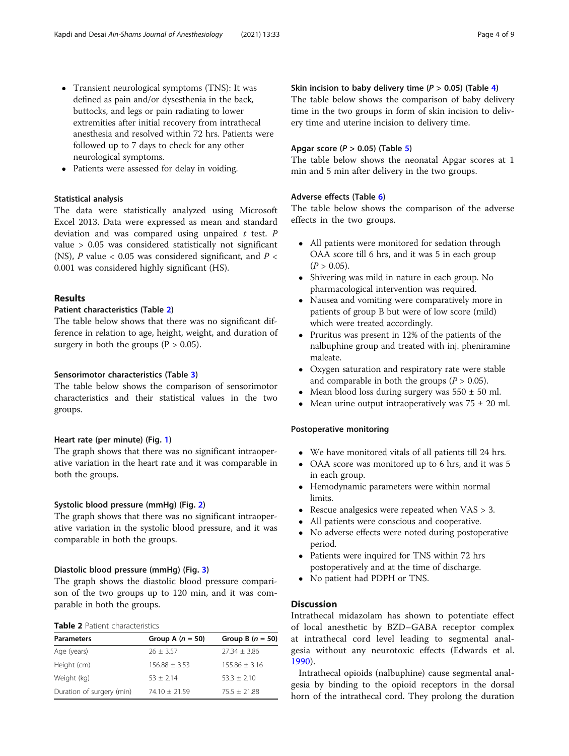- Transient neurological symptoms (TNS): It was defined as pain and/or dysesthenia in the back, buttocks, and legs or pain radiating to lower extremities after initial recovery from intrathecal anesthesia and resolved within 72 hrs. Patients were followed up to 7 days to check for any other neurological symptoms.
- Patients were assessed for delay in voiding.

### Statistical analysis

The data were statistically analyzed using Microsoft Excel 2013. Data were expressed as mean and standard deviation and was compared using unpaired *t* test. *P* value > 0.05 was considered statistically not significant (NS), *P* value < 0.05 was considered significant, and *P* < 0.001 was considered highly significant (HS).

## Results

### Patient characteristics (Table 2)

The table below shows that there was no significant difference in relation to age, height, weight, and duration of surgery in both the groups (P > 0.05).

### Sensorimotor characteristics (Table 3)

The table below shows the comparison of sensorimotor characteristics and their statistical values in the two groups.

### Heart rate (per minute) (Fig. 1)

The graph shows that there was no significant intraoperative variation in the heart rate and it was comparable in both the groups.

### Systolic blood pressure (mmHg) (Fig. 2)

The graph shows that there was no significant intraoperative variation in the systolic blood pressure, and it was comparable in both the groups.

### Diastolic blood pressure (mmHg) (Fig. 3)

The graph shows the diastolic blood pressure comparison of the two groups up to 120 min, and it was comparable in both the groups.

**Table 2** Patient characteristics

| Parameters | Group A (*n* = 50) | Group B (*n* = 50) |
|---|---|---|
| Age (years) | 26 ± 3.57 | 27.34 ± 3.86 |
| Height (cm) | 156.88 ± 3.53 | 155.86 ± 3.16 |
| Weight (kg) | 53 ± 2.14 | 53.3 ± 2.10 |
| Duration of surgery (min) | 74.10 ± 21.59 | 75.5 ± 21.88 |

### Skin incision to baby delivery time (*P* > 0.05) (Table 4)

The table below shows the comparison of baby delivery time in the two groups in form of skin incision to delivery time and uterine incision to delivery time.

### Apgar score (*P* > 0.05) (Table 5)

The table below shows the neonatal Apgar scores at 1 min and 5 min after delivery in the two groups.

### Adverse effects (Table 6)

The table below shows the comparison of the adverse effects in the two groups.

- All patients were monitored for sedation through OAA score till 6 hrs, and it was 5 in each group (*P* > 0.05).
- Shivering was mild in nature in each group. No pharmacological intervention was required.
- Nausea and vomiting were comparatively more in patients of group B but were of low score (mild) which were treated accordingly.
- Pruritus was present in 12% of the patients of the nalbuphine group and treated with inj. pheniramine maleate.
- Oxygen saturation and respiratory rate were stable and comparable in both the groups (*P* > 0.05).
- Mean blood loss during surgery was 550 ± 50 ml.
- Mean urine output intraoperatively was 75 ± 20 ml.

### Postoperative monitoring

- We have monitored vitals of all patients till 24 hrs.
- OAA score was monitored up to 6 hrs, and it was 5 in each group.
- Hemodynamic parameters were within normal limits.
- Rescue analgesics were repeated when VAS > 3.
- All patients were conscious and cooperative.
- No adverse effects were noted during postoperative period.
- Patients were inquired for TNS within 72 hrs postoperatively and at the time of discharge.
- No patient had PDPH or TNS.

## Discussion

Intrathecal midazolam has shown to potentiate effect of local anesthetic by BZD–GABA receptor complex at intrathecal cord level leading to segmental analgesia without any neurotoxic effects (Edwards et al. 1990).

Intrathecal opioids (nalbuphine) cause segmental analgesia by binding to the opioid receptors in the dorsal horn of the intrathecal cord. They prolong the duration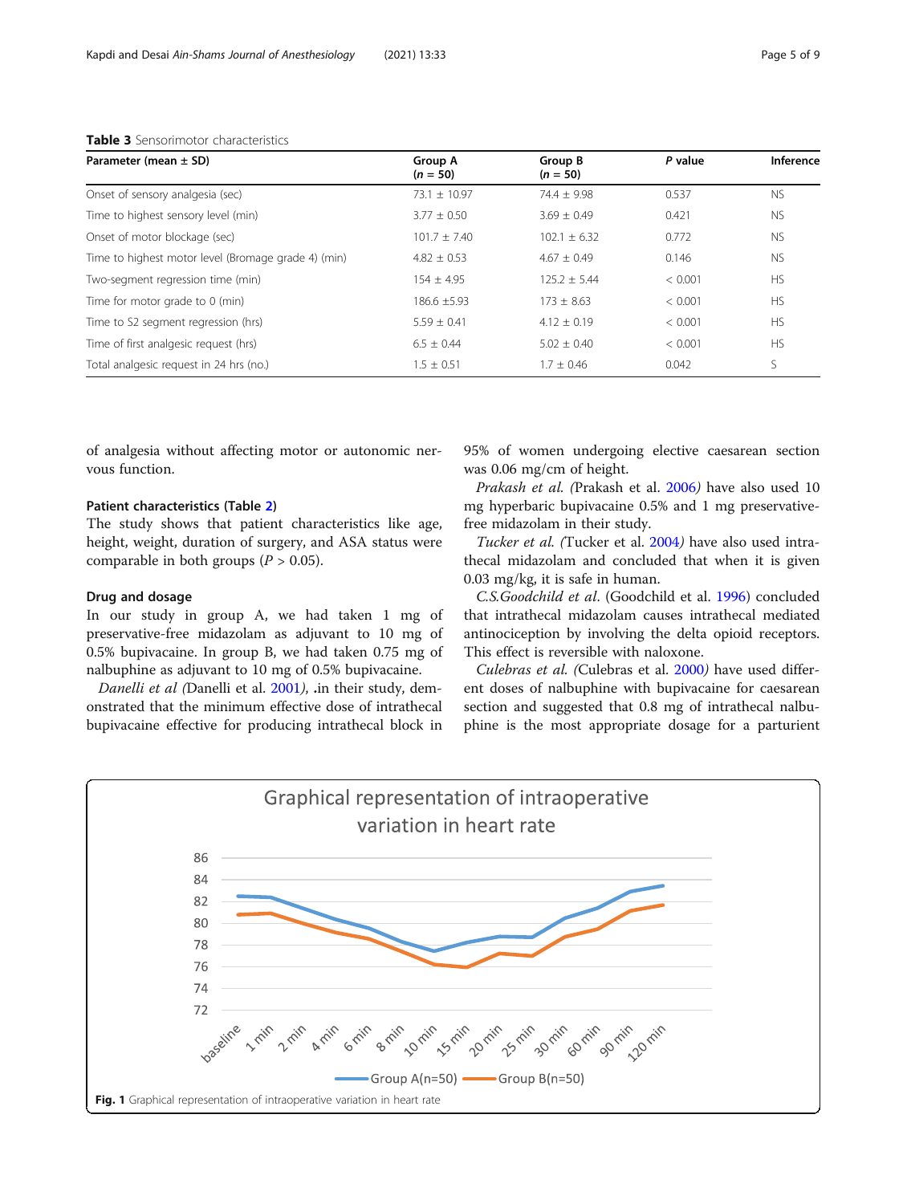**Table 3** Sensorimotor characteristics

| Parameter (mean ± SD) | Group A ($n$ = 50) | Group B ($n$ = 50) | $P$ value | Inference |
|---|---|---|---|---|
| Onset of sensory analgesia (sec) | 73.1 ± 10.97 | 74.4 ± 9.98 | 0.537 | NS |
| Time to highest sensory level (min) | 3.77 ± 0.50 | 3.69 ± 0.49 | 0.421 | NS |
| Onset of motor blockage (sec) | 101.7 ± 7.40 | 102.1 ± 6.32 | 0.772 | NS |
| Time to highest motor level (Bromage grade 4) (min) | 4.82 ± 0.53 | 4.67 ± 0.49 | 0.146 | NS |
| Two-segment regression time (min) | 154 ± 4.95 | 125.2 ± 5.44 | < 0.001 | HS |
| Time for motor grade to 0 (min) | 186.6 ±5.93 | 173 ± 8.63 | < 0.001 | HS |
| Time to S2 segment regression (hrs) | 5.59 ± 0.41 | 4.12 ± 0.19 | < 0.001 | HS |
| Time of first analgesic request (hrs) | 6.5 ± 0.44 | 5.02 ± 0.40 | < 0.001 | HS |
| Total analgesic request in 24 hrs (no.) | 1.5 ± 0.51 | 1.7 ± 0.46 | 0.042 | S |

of analgesia without affecting motor or autonomic nervous function.

#### Patient characteristics (Table 2)

The study shows that patient characteristics like age, height, weight, duration of surgery, and ASA status were comparable in both groups ($P$ > 0.05).

#### Drug and dosage

In our study in group A, we had taken 1 mg of preservative-free midazolam as adjuvant to 10 mg of 0.5% bupivacaine. In group B, we had taken 0.75 mg of nalbuphine as adjuvant to 10 mg of 0.5% bupivacaine.

*Danelli et al (*Danelli et al. 2001*)*, .in their study, demonstrated that the minimum effective dose of intrathecal bupivacaine effective for producing intrathecal block in 95% of women undergoing elective caesarean section was 0.06 mg/cm of height.

*Prakash et al. (*Prakash et al. 2006*)* have also used 10 mg hyperbaric bupivacaine 0.5% and 1 mg preservative-free midazolam in their study.

*Tucker et al. (*Tucker et al. 2004*)* have also used intrathecal midazolam and concluded that when it is given 0.03 mg/kg, it is safe in human.

*C.S.Goodchild et al*. (Goodchild et al. 1996) concluded that intrathecal midazolam causes intrathecal mediated antinociception by involving the delta opioid receptors. This effect is reversible with naloxone.

*Culebras et al. (*Culebras et al. 2000*)* have used different doses of nalbuphine with bupivacaine for caesarean section and suggested that 0.8 mg of intrathecal nalbuphine is the most appropriate dosage for a parturient

**Fig. 1** Graphical representation of intraoperative variation in heart rate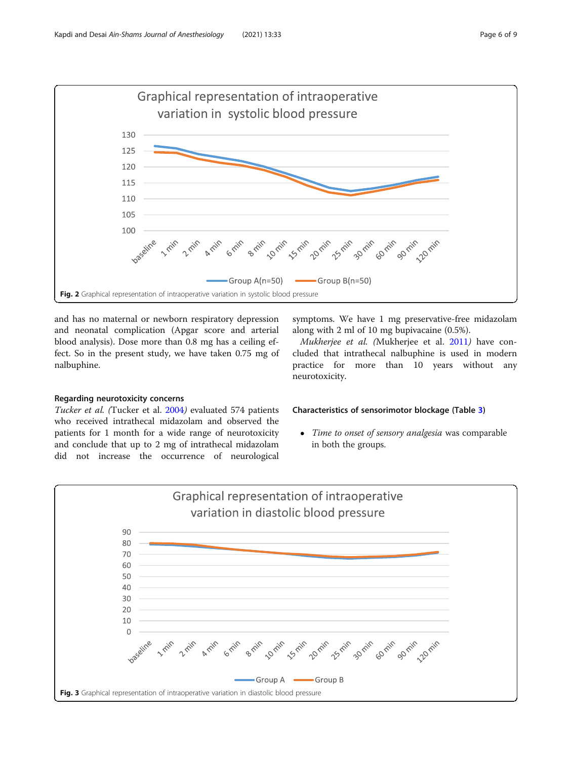Fig. 2 Graphical representation of intraoperative variation in systolic blood pressure

and has no maternal or newborn respiratory depression and neonatal complication (Apgar score and arterial blood analysis). Dose more than 0.8 mg has a ceiling effect. So in the present study, we have taken 0.75 mg of nalbuphine.

### Regarding neurotoxicity concerns

*Tucker et al. (*Tucker et al. 2004*)* evaluated 574 patients who received intrathecal midazolam and observed the patients for 1 month for a wide range of neurotoxicity and conclude that up to 2 mg of intrathecal midazolam did not increase the occurrence of neurological symptoms. We have 1 mg preservative-free midazolam along with 2 ml of 10 mg bupivacaine (0.5%).

*Mukherjee et al. (*Mukherjee et al. 2011*)* have concluded that intrathecal nalbuphine is used in modern practice for more than 10 years without any neurotoxicity.

### Characteristics of sensorimotor blockage (Table 3)

- *Time to onset of sensory analgesia* was comparable in both the groups.

Fig. 3 Graphical representation of intraoperative variation in diastolic blood pressure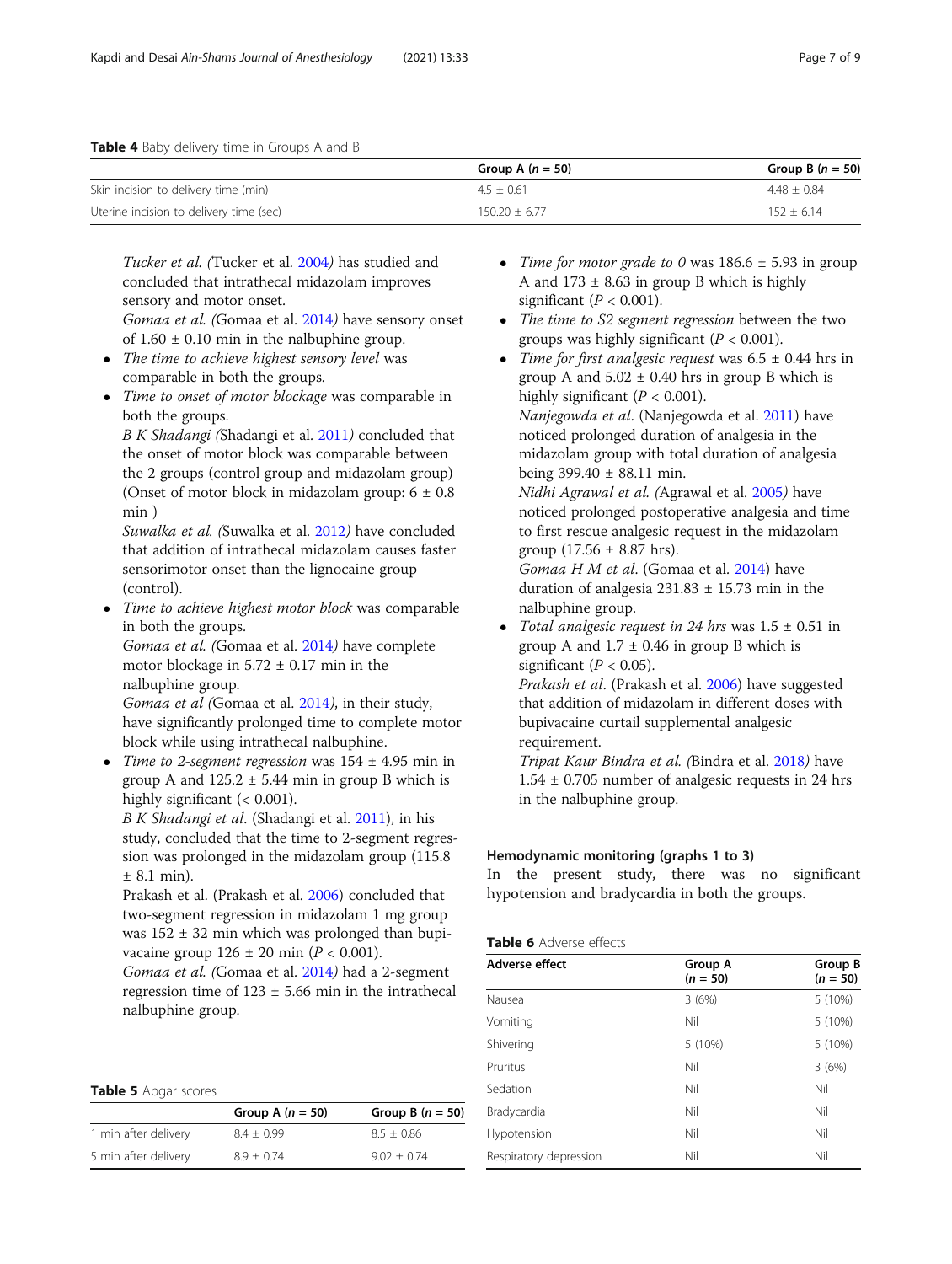**Table 4** Baby delivery time in Groups A and B

| | Group A (*n* = 50) | Group B (*n* = 50) |
|---|---|---|
| Skin incision to delivery time (min) | 4.5 ± 0.61 | 4.48 ± 0.84 |
| Uterine incision to delivery time (sec) | 150.20 ± 6.77 | 152 ± 6.14 |

*Tucker et al. (*Tucker et al. 2004*)* has studied and concluded that intrathecal midazolam improves sensory and motor onset.

*Gomaa et al. (*Gomaa et al. 2014*)* have sensory onset of 1.60 ± 0.10 min in the nalbuphine group.

- *The time to achieve highest sensory level* was comparable in both the groups.
- *Time to onset of motor blockage* was comparable in both the groups.

  *B K Shadangi (*Shadangi et al. 2011*)* concluded that the onset of motor block was comparable between the 2 groups (control group and midazolam group) (Onset of motor block in midazolam group: 6 ± 0.8 min )

  *Suwalka et al. (*Suwalka et al. 2012*)* have concluded that addition of intrathecal midazolam causes faster sensorimotor onset than the lignocaine group (control).
- *Time to achieve highest motor block* was comparable in both the groups.

  *Gomaa et al. (*Gomaa et al. 2014*)* have complete motor blockage in 5.72 ± 0.17 min in the nalbuphine group.

  *Gomaa et al (*Gomaa et al. 2014*)*, in their study, have significantly prolonged time to complete motor block while using intrathecal nalbuphine.
- *Time to 2-segment regression* was 154 ± 4.95 min in group A and 125.2 ± 5.44 min in group B which is highly significant (< 0.001).

  *B K Shadangi et al.* (Shadangi et al. 2011), in his study, concluded that the time to 2-segment regression was prolonged in the midazolam group (115.8 ± 8.1 min).

  Prakash et al. (Prakash et al. 2006) concluded that two-segment regression in midazolam 1 mg group was 152 ± 32 min which was prolonged than bupivacaine group 126 ± 20 min ($P < 0.001$).

  *Gomaa et al. (*Gomaa et al. 2014*)* had a 2-segment regression time of 123 ± 5.66 min in the intrathecal nalbuphine group.
- *Time for motor grade to 0* was 186.6 ± 5.93 in group A and 173 ± 8.63 in group B which is highly significant ($P < 0.001$).
- *The time to S2 segment regression* between the two groups was highly significant ($P < 0.001$).
- *Time for first analgesic request* was 6.5 ± 0.44 hrs in group A and 5.02 ± 0.40 hrs in group B which is highly significant ($P < 0.001$).

  *Nanjegowda et al*. (Nanjegowda et al. 2011) have noticed prolonged duration of analgesia in the midazolam group with total duration of analgesia being 399.40 ± 88.11 min.

  *Nidhi Agrawal et al. (*Agrawal et al. 2005*)* have noticed prolonged postoperative analgesia and time to first rescue analgesic request in the midazolam group (17.56 ± 8.87 hrs).

  *Gomaa H M et al*. (Gomaa et al. 2014) have duration of analgesia 231.83 ± 15.73 min in the nalbuphine group.
- *Total analgesic request in 24 hrs* was 1.5 ± 0.51 in group A and 1.7 ± 0.46 in group B which is significant ($P < 0.05$).

  *Prakash et al*. (Prakash et al. 2006) have suggested that addition of midazolam in different doses with bupivacaine curtail supplemental analgesic requirement.

  *Tripat Kaur Bindra et al. (*Bindra et al. 2018*)* have 1.54 ± 0.705 number of analgesic requests in 24 hrs in the nalbuphine group.

**Table 5** Apgar scores

| | Group A (*n* = 50) | Group B (*n* = 50) |
|---|---|---|
| 1 min after delivery | 8.4 ± 0.99 | 8.5 ± 0.86 |
| 5 min after delivery | 8.9 ± 0.74 | 9.02 ± 0.74 |

### Hemodynamic monitoring (graphs 1 to 3)

In the present study, there was no significant hypotension and bradycardia in both the groups.

**Table 6** Adverse effects

| Adverse effect | Group A (*n* = 50) | Group B (*n* = 50) |
|---|---|---|
| Nausea | 3 (6%) | 5 (10%) |
| Vomiting | Nil | 5 (10%) |
| Shivering | 5 (10%) | 5 (10%) |
| Pruritus | Nil | 3 (6%) |
| Sedation | Nil | Nil |
| Bradycardia | Nil | Nil |
| Hypotension | Nil | Nil |
| Respiratory depression | Nil | Nil |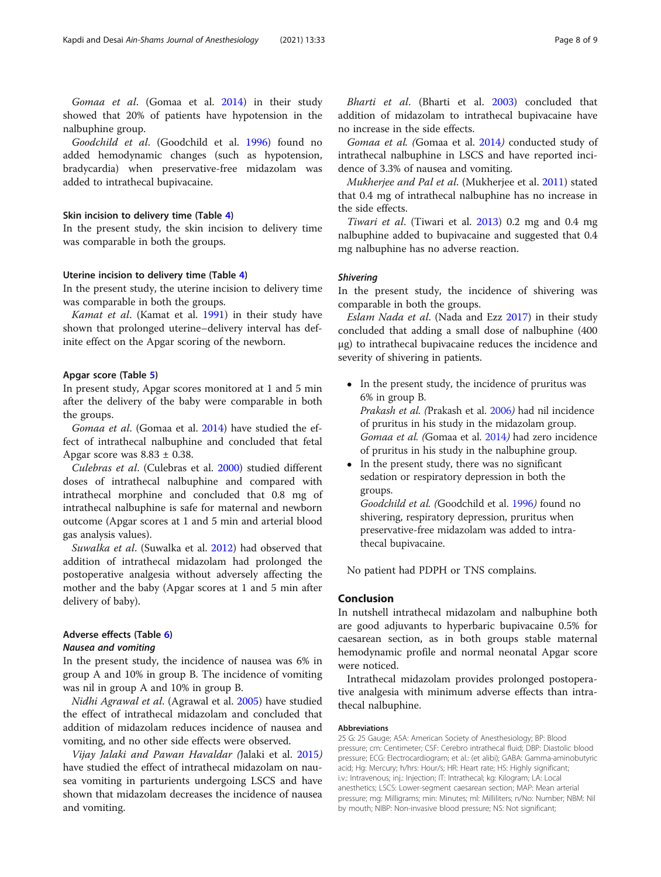*Gomaa et al*. (Gomaa et al. 2014) in their study showed that 20% of patients have hypotension in the nalbuphine group.

*Goodchild et al*. (Goodchild et al. 1996) found no added hemodynamic changes (such as hypotension, bradycardia) when preservative-free midazolam was added to intrathecal bupivacaine.

#### Skin incision to delivery time (Table 4)

In the present study, the skin incision to delivery time was comparable in both the groups.

#### Uterine incision to delivery time (Table 4)

In the present study, the uterine incision to delivery time was comparable in both the groups.

*Kamat et al*. (Kamat et al. 1991) in their study have shown that prolonged uterine–delivery interval has definite effect on the Apgar scoring of the newborn.

#### Apgar score (Table 5)

In present study, Apgar scores monitored at 1 and 5 min after the delivery of the baby were comparable in both the groups.

*Gomaa et al*. (Gomaa et al. 2014) have studied the effect of intrathecal nalbuphine and concluded that fetal Apgar score was 8.83 ± 0.38.

*Culebras et al*. (Culebras et al. 2000) studied different doses of intrathecal nalbuphine and compared with intrathecal morphine and concluded that 0.8 mg of intrathecal nalbuphine is safe for maternal and newborn outcome (Apgar scores at 1 and 5 min and arterial blood gas analysis values).

*Suwalka et al*. (Suwalka et al. 2012) had observed that addition of intrathecal midazolam had prolonged the postoperative analgesia without adversely affecting the mother and the baby (Apgar scores at 1 and 5 min after delivery of baby).

#### Adverse effects (Table 6)

##### *Nausea and vomiting*

In the present study, the incidence of nausea was 6% in group A and 10% in group B. The incidence of vomiting was nil in group A and 10% in group B.

*Nidhi Agrawal et al*. (Agrawal et al. 2005) have studied the effect of intrathecal midazolam and concluded that addition of midazolam reduces incidence of nausea and vomiting, and no other side effects were observed.

*Vijay Jalaki and Pawan Havaldar (*Jalaki et al. 2015*)* have studied the effect of intrathecal midazolam on nausea vomiting in parturients undergoing LSCS and have shown that midazolam decreases the incidence of nausea and vomiting.

*Bharti et al*. (Bharti et al. 2003) concluded that addition of midazolam to intrathecal bupivacaine have no increase in the side effects.

*Gomaa et al. (*Gomaa et al. 2014*)* conducted study of intrathecal nalbuphine in LSCS and have reported incidence of 3.3% of nausea and vomiting.

*Mukherjee and Pal et al*. (Mukherjee et al. 2011) stated that 0.4 mg of intrathecal nalbuphine has no increase in the side effects.

*Tiwari et al*. (Tiwari et al. 2013) 0.2 mg and 0.4 mg nalbuphine added to bupivacaine and suggested that 0.4 mg nalbuphine has no adverse reaction.

##### *Shivering*

In the present study, the incidence of shivering was comparable in both the groups.

*Eslam Nada et al*. (Nada and Ezz 2017) in their study concluded that adding a small dose of nalbuphine (400 μg) to intrathecal bupivacaine reduces the incidence and severity of shivering in patients.

- In the present study, the incidence of pruritus was 6% in group B.
  *Prakash et al. (*Prakash et al. 2006*)* had nil incidence of pruritus in his study in the midazolam group.
  *Gomaa et al. (*Gomaa et al. 2014*)* had zero incidence of pruritus in his study in the nalbuphine group.
- In the present study, there was no significant sedation or respiratory depression in both the groups.
  *Goodchild et al. (*Goodchild et al. 1996*)* found no shivering, respiratory depression, pruritus when preservative-free midazolam was added to intrathecal bupivacaine.

No patient had PDPH or TNS complains.

## Conclusion

In nutshell intrathecal midazolam and nalbuphine both are good adjuvants to hyperbaric bupivacaine 0.5% for caesarean section, as in both groups stable maternal hemodynamic profile and normal neonatal Apgar score were noticed.

Intrathecal midazolam provides prolonged postoperative analgesia with minimum adverse effects than intrathecal nalbuphine.

#### Abbreviations

25 G: 25 Gauge; ASA: American Society of Anesthesiology; BP: Blood pressure; cm: Centimeter; CSF: Cerebro intrathecal fluid; DBP: Diastolic blood pressure; ECG: Electrocardiogram; et al.: (et alibi); GABA: Gamma-aminobutyric acid; Hg: Mercury; h/hrs: Hour/s; HR: Heart rate; HS: Highly significant; i.v.: Intravenous; inj.: Injection; IT: Intrathecal; kg: Kilogram; LA: Local anesthetics; LSCS: Lower-segment caesarean section; MAP: Mean arterial pressure; mg: Milligrams; min: Minutes; ml: Milliliters; n/No: Number; NBM: Nil by mouth; NIBP: Non-invasive blood pressure; NS: Not significant;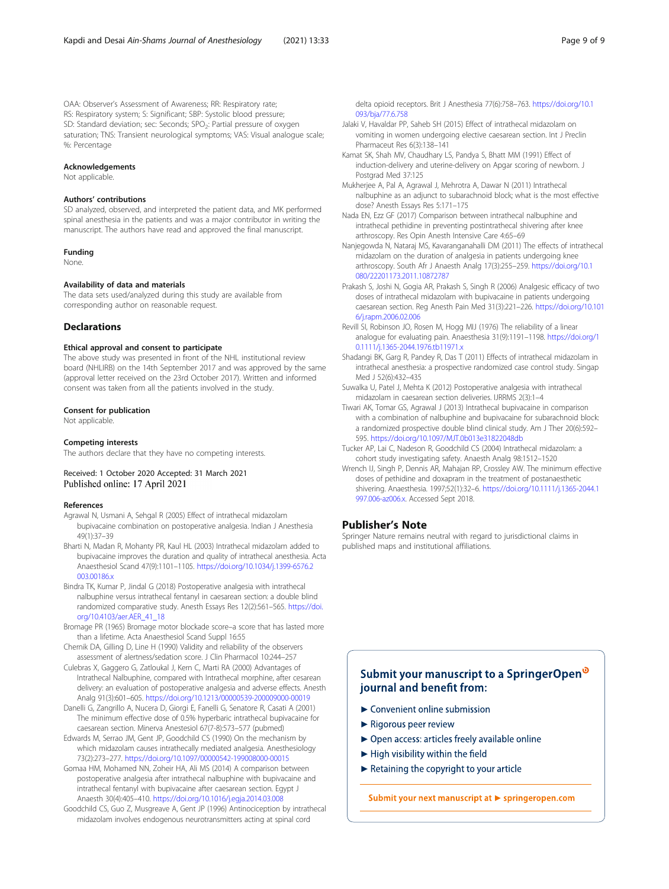OAA: Observer's Assessment of Awareness; RR: Respiratory rate; RS: Respiratory system; S: Significant; SBP: Systolic blood pressure; SD: Standard deviation; sec: Seconds; $SPO_2$: Partial pressure of oxygen saturation; TNS: Transient neurological symptoms; VAS: Visual analogue scale; %: Percentage

### Acknowledgements

Not applicable.

### Authors' contributions

SD analyzed, observed, and interpreted the patient data, and MK performed spinal anesthesia in the patients and was a major contributor in writing the manuscript. The authors have read and approved the final manuscript.

### Funding

None.

### Availability of data and materials

The data sets used/analyzed during this study are available from corresponding author on reasonable request.

## Declarations

### Ethical approval and consent to participate

The above study was presented in front of the NHL institutional review board (NHLIRB) on the 14th September 2017 and was approved by the same (approval letter received on the 23rd October 2017). Written and informed consent was taken from all the patients involved in the study.

### Consent for publication

Not applicable.

### Competing interests

The authors declare that they have no competing interests.

Received: 1 October 2020 Accepted: 31 March 2021
Published online: 17 April 2021

### References

Agrawal N, Usmani A, Sehgal R (2005) Effect of intrathecal midazolam bupivacaine combination on postoperative analgesia. Indian J Anesthesia 49(1):37–39

Bharti N, Madan R, Mohanty PR, Kaul HL (2003) Intrathecal midazolam added to bupivacaine improves the duration and quality of intrathecal anesthesia. Acta Anaesthesiol Scand 47(9):1101–1105. https://doi.org/10.1034/j.1399-6576.2003.00186.x

Bindra TK, Kumar P, Jindal G (2018) Postoperative analgesia with intrathecal nalbuphine versus intrathecal fentanyl in caesarean section: a double blind randomized comparative study. Anesth Essays Res 12(2):561–565. https://doi.org/10.4103/aer.AER_41_18

Bromage PR (1965) Bromage motor blockade score–a score that has lasted more than a lifetime. Acta Anaesthesiol Scand Suppl 16:55

Chernik DA, Gilling D, Line H (1990) Validity and reliability of the observers assessment of alertness/sedation score. J Clin Pharmacol 10:244–257

Culebras X, Gaggero G, Zatloukal J, Kern C, Marti RA (2000) Advantages of Intrathecal Nalbuphine, compared with Intrathecal morphine, after cesarean delivery: an evaluation of postoperative analgesia and adverse effects. Anesth Analg 91(3):601–605. https://doi.org/10.1213/00000539-200009000-00019

Danelli G, Zangrillo A, Nucera D, Giorgi E, Fanelli G, Senatore R, Casati A (2001) The minimum effective dose of 0.5% hyperbaric intrathecal bupivacaine for caesarean section. Minerva Anestesiol 67(7-8):573–577 (pubmed)

Edwards M, Serrao JM, Gent JP, Goodchild CS (1990) On the mechanism by which midazolam causes intrathecally mediated analgesia. Anesthesiology 73(2):273–277. https://doi.org/10.1097/00000542-199008000-00015

Gomaa HM, Mohamed NN, Zoheir HA, Ali MS (2014) A comparison between postoperative analgesia after intrathecal nalbuphine with bupivacaine and intrathecal fentanyl with bupivacaine after caesarean section. Egypt J Anaesth 30(4):405–410. https://doi.org/10.1016/j.egja.2014.03.008

Goodchild CS, Guo Z, Musgreave A, Gent JP (1996) Antinociception by intrathecal midazolam involves endogenous neurotransmitters acting at spinal cord delta opioid receptors. Brit J Anesthesia 77(6):758–763. https://doi.org/10.1093/bja/77.6.758

Jalaki V, Havaldar PP, Saheb SH (2015) Effect of intrathecal midazolam on vomiting in women undergoing elective caesarean section. Int J Preclin Pharmaceut Res 6(3):138–141

Kamat SK, Shah MV, Chaudhary LS, Pandya S, Bhatt MM (1991) Effect of induction-delivery and uterine-delivery on Apgar scoring of newborn. J Postgrad Med 37:125

Mukherjee A, Pal A, Agrawal J, Mehrotra A, Dawar N (2011) Intrathecal nalbuphine as an adjunct to subarachnoid block; what is the most effective dose? Anesth Essays Res 5:171–175

Nada EN, Ezz GF (2017) Comparison between intrathecal nalbuphine and intrathecal pethidine in preventing postintrathecal shivering after knee arthroscopy. Res Opin Anesth Intensive Care 4:65–69

Nanjegowda N, Nataraj MS, Kavaranganahalli DM (2011) The effects of intrathecal midazolam on the duration of analgesia in patients undergoing knee arthroscopy. South Afr J Anaesth Analg 17(3):255–259. https://doi.org/10.1080/22201173.2011.10872787

Prakash S, Joshi N, Gogia AR, Prakash S, Singh R (2006) Analgesic efficacy of two doses of intrathecal midazolam with bupivacaine in patients undergoing caesarean section. Reg Anesth Pain Med 31(3):221–226. https://doi.org/10.1016/j.rapm.2006.02.006

Revill SI, Robinson JO, Rosen M, Hogg MIJ (1976) The reliability of a linear analogue for evaluating pain. Anaesthesia 31(9):1191–1198. https://doi.org/10.1111/j.1365-2044.1976.tb11971.x

Shadangi BK, Garg R, Pandey R, Das T (2011) Effects of intrathecal midazolam in intrathecal anesthesia: a prospective randomized case control study. Singap Med J 52(6):432–435

Suwalka U, Patel J, Mehta K (2012) Postoperative analgesia with intrathecal midazolam in caesarean section deliveries. IJRRMS 2(3):1–4

Tiwari AK, Tomar GS, Agrawal J (2013) Intrathecal bupivacaine in comparison with a combination of nalbuphine and bupivacaine for subarachnoid block: a randomized prospective double blind clinical study. Am J Ther 20(6):592–595. https://doi.org/10.1097/MJT.0b013e31822048db

Tucker AP, Lai C, Nadeson R, Goodchild CS (2004) Intrathecal midazolam: a cohort study investigating safety. Anaesth Analg 98:1512–1520

Wrench IJ, Singh P, Dennis AR, Mahajan RP, Crossley AW. The minimum effective doses of pethidine and doxapram in the treatment of postanaesthetic shivering. Anaesthesia. 1997;52(1):32–6. https://doi.org/10.1111/j.1365-2044.1997.006-az006.x. Accessed Sept 2018.

## Publisher's Note

Springer Nature remains neutral with regard to jurisdictional claims in published maps and institutional affiliations.

**Submit your manuscript to a SpringerOpen journal and benefit from:**

- Convenient online submission
- Rigorous peer review
- Open access: articles freely available online
- High visibility within the field
- Retaining the copyright to your article

**Submit your next manuscript at ► springeropen.com**